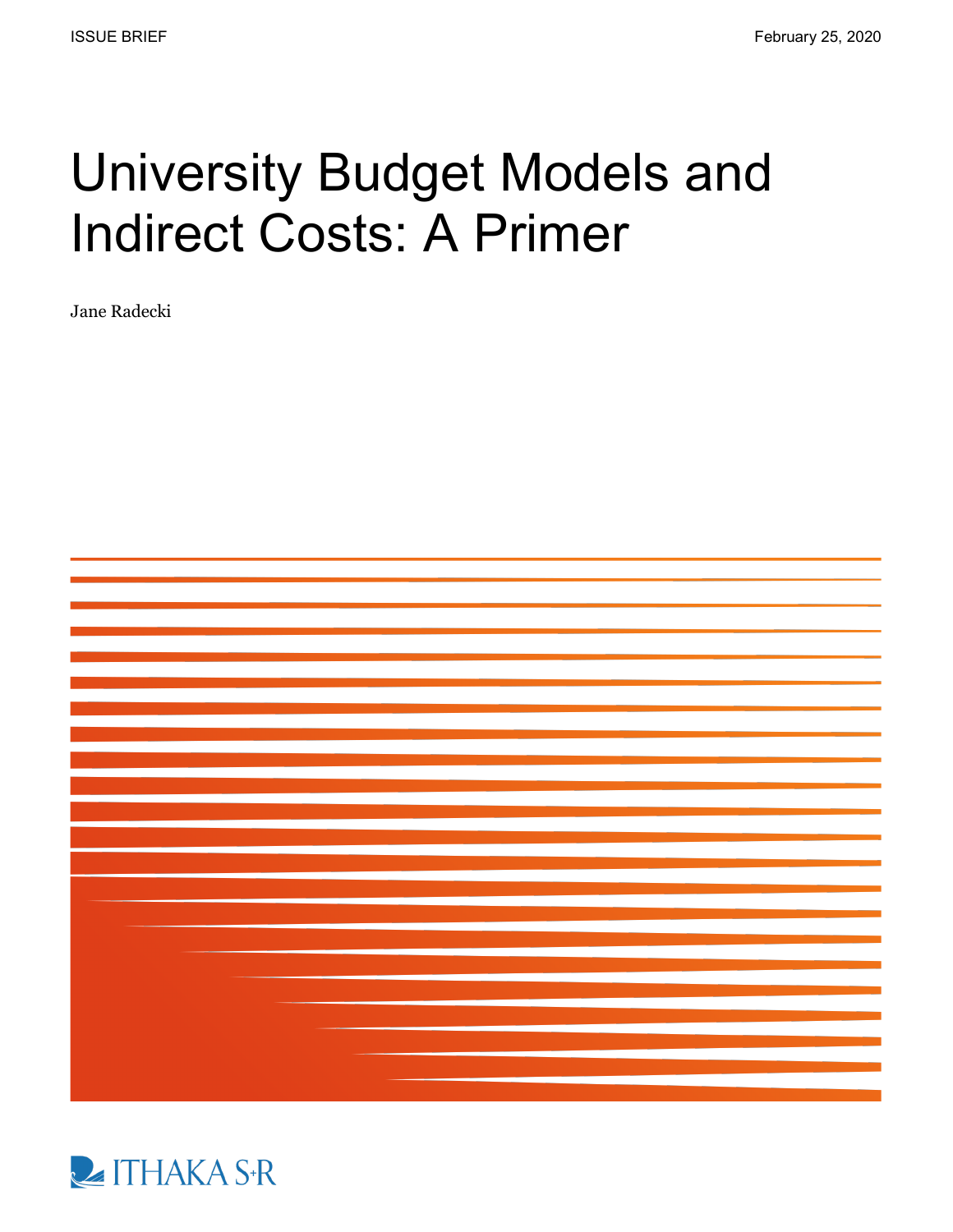ISSUE BRIEF

February 25, 2020

# University Budget Models and Indirect Costs: A Primer

Jane Radecki

ITHAKA S+R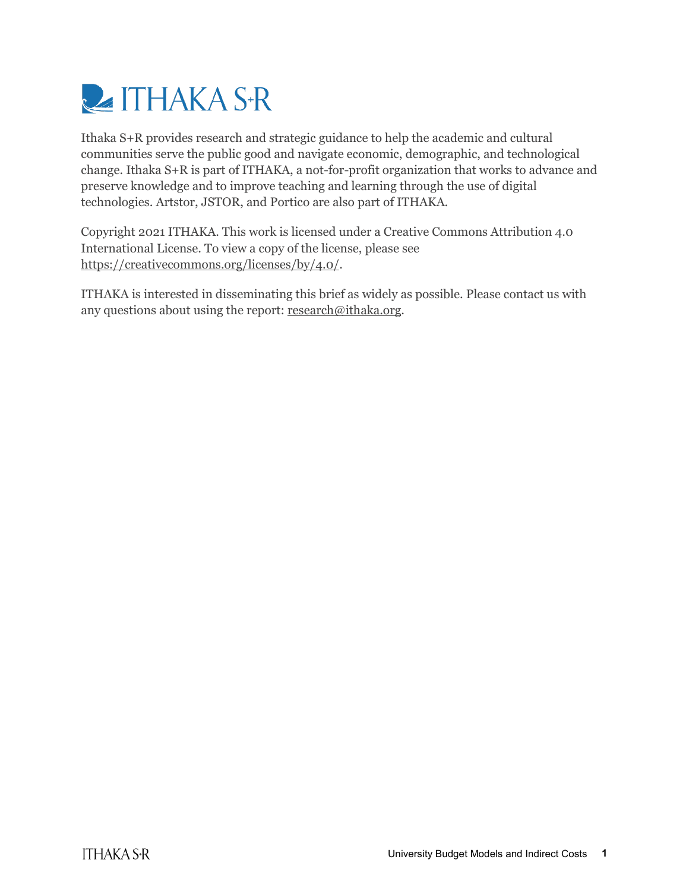Ithaka S+R provides research and strategic guidance to help the academic and cultural communities serve the public good and navigate economic, demographic, and technological change. Ithaka S+R is part of ITHAKA, a not-for-profit organization that works to advance and preserve knowledge and to improve teaching and learning through the use of digital technologies. Artstor, JSTOR, and Portico are also part of ITHAKA.

Copyright 2021 ITHAKA. This work is licensed under a Creative Commons Attribution 4.0 International License. To view a copy of the license, please see https://creativecommons.org/licenses/by/4.0/.

ITHAKA is interested in disseminating this brief as widely as possible. Please contact us with any questions about using the report: research@ithaka.org.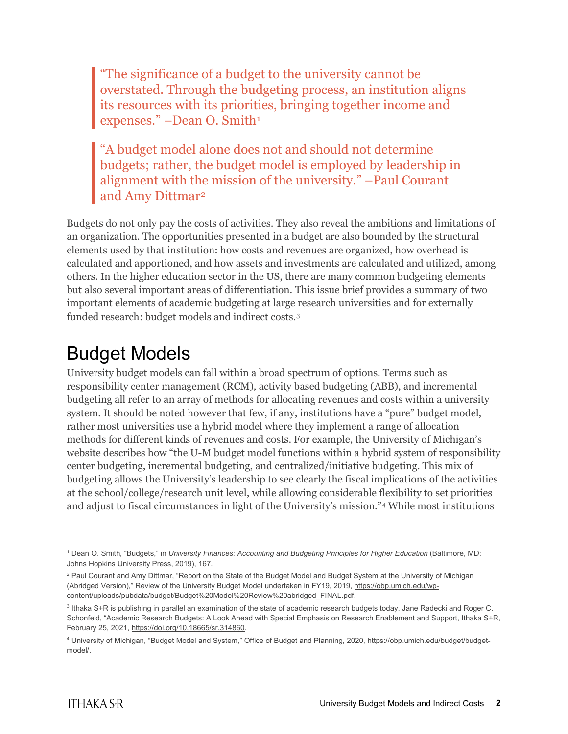> "The significance of a budget to the university cannot be overstated. Through the budgeting process, an institution aligns its resources with its priorities, bringing together income and expenses." –Dean O. Smith[1]

> "A budget model alone does not and should not determine budgets; rather, the budget model is employed by leadership in alignment with the mission of the university." –Paul Courant and Amy Dittmar[2]

Budgets do not only pay the costs of activities. They also reveal the ambitions and limitations of an organization. The opportunities presented in a budget are also bounded by the structural elements used by that institution: how costs and revenues are organized, how overhead is calculated and apportioned, and how assets and investments are calculated and utilized, among others. In the higher education sector in the US, there are many common budgeting elements but also several important areas of differentiation. This issue brief provides a summary of two important elements of academic budgeting at large research universities and for externally funded research: budget models and indirect costs.[3]

# Budget Models

University budget models can fall within a broad spectrum of options. Terms such as responsibility center management (RCM), activity based budgeting (ABB), and incremental budgeting all refer to an array of methods for allocating revenues and costs within a university system. It should be noted however that few, if any, institutions have a "pure" budget model, rather most universities use a hybrid model where they implement a range of allocation methods for different kinds of revenues and costs. For example, the University of Michigan's website describes how "the U-M budget model functions within a hybrid system of responsibility center budgeting, incremental budgeting, and centralized/initiative budgeting. This mix of budgeting allows the University's leadership to see clearly the fiscal implications of the activities at the school/college/research unit level, while allowing considerable flexibility to set priorities and adjust to fiscal circumstances in light of the University's mission."[4] While most institutions

---

[1] Dean O. Smith, "Budgets," in *University Finances: Accounting and Budgeting Principles for Higher Education* (Baltimore, MD: Johns Hopkins University Press, 2019), 167.

[2] Paul Courant and Amy Dittmar, "Report on the State of the Budget Model and Budget System at the University of Michigan (Abridged Version)," Review of the University Budget Model undertaken in FY19, 2019, https://obp.umich.edu/wp-content/uploads/pubdata/budget/Budget%20Model%20Review%20abridged_FINAL.pdf.

[3] Ithaka S+R is publishing in parallel an examination of the state of academic research budgets today. Jane Radecki and Roger C. Schonfeld, "Academic Research Budgets: A Look Ahead with Special Emphasis on Research Enablement and Support, Ithaka S+R, February 25, 2021, https://doi.org/10.18665/sr.314860.

[4] University of Michigan, "Budget Model and System," Office of Budget and Planning, 2020, https://obp.umich.edu/budget/budget-model/.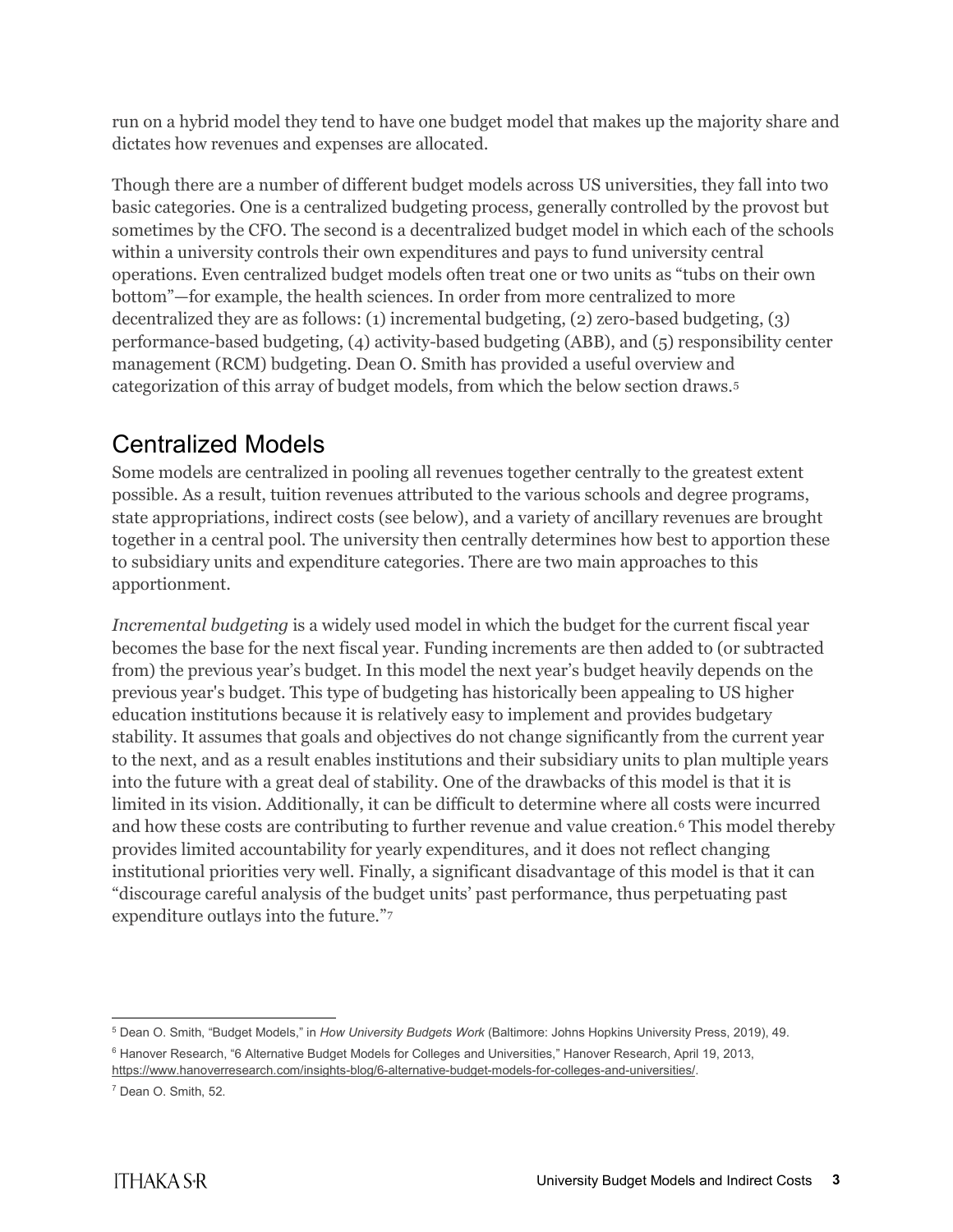run on a hybrid model they tend to have one budget model that makes up the majority share and dictates how revenues and expenses are allocated.

Though there are a number of different budget models across US universities, they fall into two basic categories. One is a centralized budgeting process, generally controlled by the provost but sometimes by the CFO. The second is a decentralized budget model in which each of the schools within a university controls their own expenditures and pays to fund university central operations. Even centralized budget models often treat one or two units as "tubs on their own bottom"—for example, the health sciences. In order from more centralized to more decentralized they are as follows: (1) incremental budgeting, (2) zero-based budgeting, (3) performance-based budgeting, (4) activity-based budgeting (ABB), and (5) responsibility center management (RCM) budgeting. Dean O. Smith has provided a useful overview and categorization of this array of budget models, from which the below section draws.[5]

## Centralized Models

Some models are centralized in pooling all revenues together centrally to the greatest extent possible. As a result, tuition revenues attributed to the various schools and degree programs, state appropriations, indirect costs (see below), and a variety of ancillary revenues are brought together in a central pool. The university then centrally determines how best to apportion these to subsidiary units and expenditure categories. There are two main approaches to this apportionment.

*Incremental budgeting* is a widely used model in which the budget for the current fiscal year becomes the base for the next fiscal year. Funding increments are then added to (or subtracted from) the previous year's budget. In this model the next year's budget heavily depends on the previous year's budget. This type of budgeting has historically been appealing to US higher education institutions because it is relatively easy to implement and provides budgetary stability. It assumes that goals and objectives do not change significantly from the current year to the next, and as a result enables institutions and their subsidiary units to plan multiple years into the future with a great deal of stability. One of the drawbacks of this model is that it is limited in its vision. Additionally, it can be difficult to determine where all costs were incurred and how these costs are contributing to further revenue and value creation.[6] This model thereby provides limited accountability for yearly expenditures, and it does not reflect changing institutional priorities very well. Finally, a significant disadvantage of this model is that it can "discourage careful analysis of the budget units' past performance, thus perpetuating past expenditure outlays into the future."[7]

---

[5] Dean O. Smith, "Budget Models," in *How University Budgets Work* (Baltimore: Johns Hopkins University Press, 2019), 49.

[6] Hanover Research, "6 Alternative Budget Models for Colleges and Universities," Hanover Research, April 19, 2013, https://www.hanoverresearch.com/insights-blog/6-alternative-budget-models-for-colleges-and-universities/.

[7] Dean O. Smith, 52.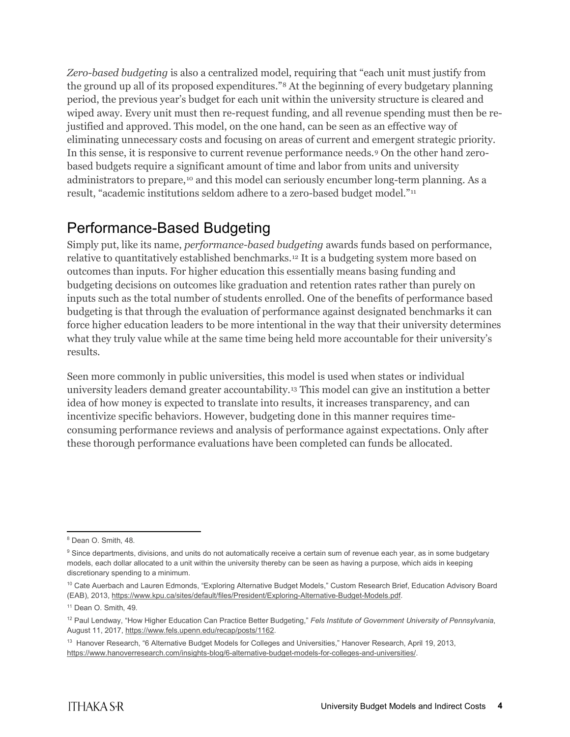*Zero-based budgeting* is also a centralized model, requiring that "each unit must justify from the ground up all of its proposed expenditures."[8] At the beginning of every budgetary planning period, the previous year's budget for each unit within the university structure is cleared and wiped away. Every unit must then re-request funding, and all revenue spending must then be re-justified and approved. This model, on the one hand, can be seen as an effective way of eliminating unnecessary costs and focusing on areas of current and emergent strategic priority. In this sense, it is responsive to current revenue performance needs.[9] On the other hand zero-based budgets require a significant amount of time and labor from units and university administrators to prepare,[10] and this model can seriously encumber long-term planning. As a result, "academic institutions seldom adhere to a zero-based budget model."[11]

## Performance-Based Budgeting

Simply put, like its name, *performance-based budgeting* awards funds based on performance, relative to quantitatively established benchmarks.[12] It is a budgeting system more based on outcomes than inputs. For higher education this essentially means basing funding and budgeting decisions on outcomes like graduation and retention rates rather than purely on inputs such as the total number of students enrolled. One of the benefits of performance based budgeting is that through the evaluation of performance against designated benchmarks it can force higher education leaders to be more intentional in the way that their university determines what they truly value while at the same time being held more accountable for their university's results.

Seen more commonly in public universities, this model is used when states or individual university leaders demand greater accountability.[13] This model can give an institution a better idea of how money is expected to translate into results, it increases transparency, and can incentivize specific behaviors. However, budgeting done in this manner requires time-consuming performance reviews and analysis of performance against expectations. Only after these thorough performance evaluations have been completed can funds be allocated.

---

[8] Dean O. Smith, 48.

[9] Since departments, divisions, and units do not automatically receive a certain sum of revenue each year, as in some budgetary models, each dollar allocated to a unit within the university thereby can be seen as having a purpose, which aids in keeping discretionary spending to a minimum.

[10] Cate Auerbach and Lauren Edmonds, "Exploring Alternative Budget Models," Custom Research Brief, Education Advisory Board (EAB), 2013, https://www.kpu.ca/sites/default/files/President/Exploring-Alternative-Budget-Models.pdf.

[11] Dean O. Smith, 49.

[12] Paul Lendway, "How Higher Education Can Practice Better Budgeting," *Fels Institute of Government University of Pennsylvania*, August 11, 2017, https://www.fels.upenn.edu/recap/posts/1162.

[13] Hanover Research, "6 Alternative Budget Models for Colleges and Universities," Hanover Research, April 19, 2013, https://www.hanoverresearch.com/insights-blog/6-alternative-budget-models-for-colleges-and-universities/.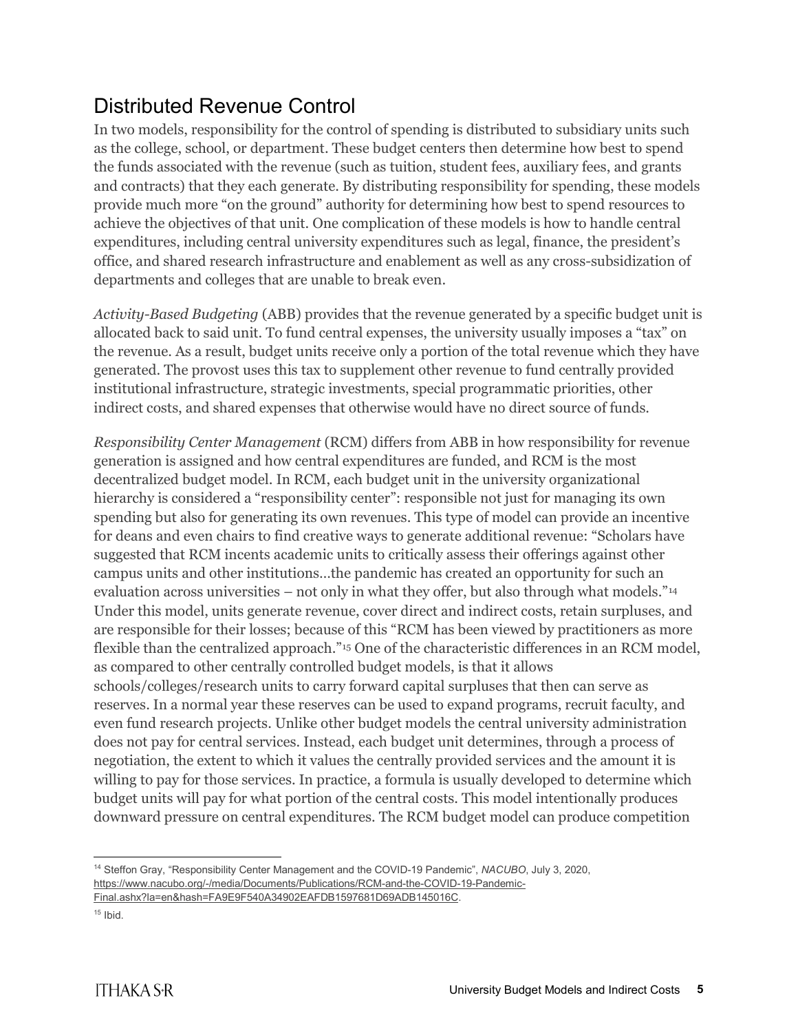## Distributed Revenue Control

In two models, responsibility for the control of spending is distributed to subsidiary units such as the college, school, or department. These budget centers then determine how best to spend the funds associated with the revenue (such as tuition, student fees, auxiliary fees, and grants and contracts) that they each generate. By distributing responsibility for spending, these models provide much more "on the ground" authority for determining how best to spend resources to achieve the objectives of that unit. One complication of these models is how to handle central expenditures, including central university expenditures such as legal, finance, the president's office, and shared research infrastructure and enablement as well as any cross-subsidization of departments and colleges that are unable to break even.

*Activity-Based Budgeting* (ABB) provides that the revenue generated by a specific budget unit is allocated back to said unit. To fund central expenses, the university usually imposes a "tax" on the revenue. As a result, budget units receive only a portion of the total revenue which they have generated. The provost uses this tax to supplement other revenue to fund centrally provided institutional infrastructure, strategic investments, special programmatic priorities, other indirect costs, and shared expenses that otherwise would have no direct source of funds.

*Responsibility Center Management* (RCM) differs from ABB in how responsibility for revenue generation is assigned and how central expenditures are funded, and RCM is the most decentralized budget model. In RCM, each budget unit in the university organizational hierarchy is considered a "responsibility center": responsible not just for managing its own spending but also for generating its own revenues. This type of model can provide an incentive for deans and even chairs to find creative ways to generate additional revenue: "Scholars have suggested that RCM incents academic units to critically assess their offerings against other campus units and other institutions…the pandemic has created an opportunity for such an evaluation across universities – not only in what they offer, but also through what models."[14] Under this model, units generate revenue, cover direct and indirect costs, retain surpluses, and are responsible for their losses; because of this "RCM has been viewed by practitioners as more flexible than the centralized approach."[15] One of the characteristic differences in an RCM model, as compared to other centrally controlled budget models, is that it allows schools/colleges/research units to carry forward capital surpluses that then can serve as reserves. In a normal year these reserves can be used to expand programs, recruit faculty, and even fund research projects. Unlike other budget models the central university administration does not pay for central services. Instead, each budget unit determines, through a process of negotiation, the extent to which it values the centrally provided services and the amount it is willing to pay for those services. In practice, a formula is usually developed to determine which budget units will pay for what portion of the central costs. This model intentionally produces downward pressure on central expenditures. The RCM budget model can produce competition

---

[14] Steffon Gray, "Responsibility Center Management and the COVID-19 Pandemic", *NACUBO*, July 3, 2020, https://www.nacubo.org/-/media/Documents/Publications/RCM-and-the-COVID-19-Pandemic-Final.ashx?la=en&hash=FA9E9F540A34902EAFDB1597681D69ADB145016C.

[15] Ibid.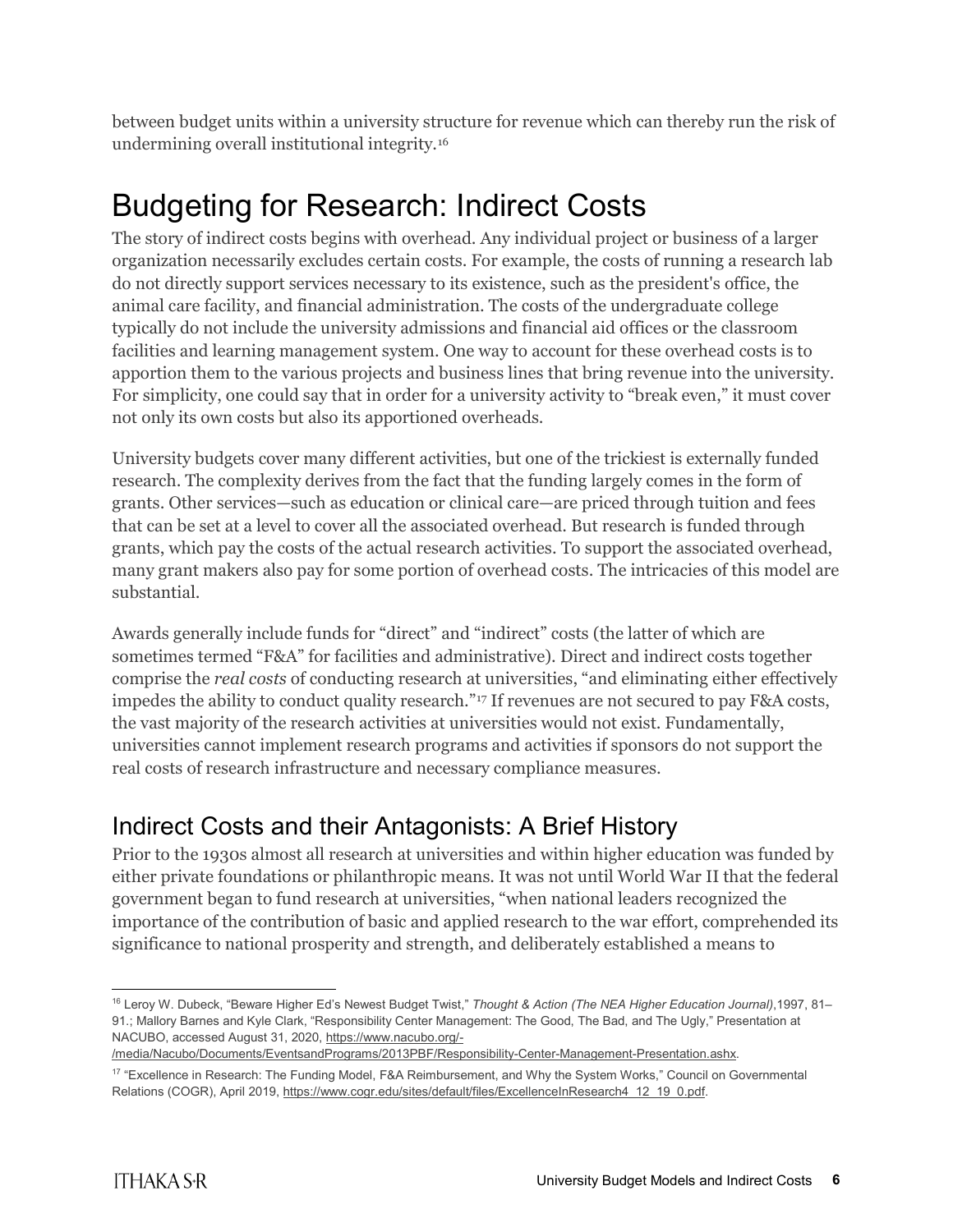between budget units within a university structure for revenue which can thereby run the risk of undermining overall institutional integrity.[16]

# Budgeting for Research: Indirect Costs

The story of indirect costs begins with overhead. Any individual project or business of a larger organization necessarily excludes certain costs. For example, the costs of running a research lab do not directly support services necessary to its existence, such as the president's office, the animal care facility, and financial administration. The costs of the undergraduate college typically do not include the university admissions and financial aid offices or the classroom facilities and learning management system. One way to account for these overhead costs is to apportion them to the various projects and business lines that bring revenue into the university. For simplicity, one could say that in order for a university activity to "break even," it must cover not only its own costs but also its apportioned overheads.

University budgets cover many different activities, but one of the trickiest is externally funded research. The complexity derives from the fact that the funding largely comes in the form of grants. Other services—such as education or clinical care—are priced through tuition and fees that can be set at a level to cover all the associated overhead. But research is funded through grants, which pay the costs of the actual research activities. To support the associated overhead, many grant makers also pay for some portion of overhead costs. The intricacies of this model are substantial.

Awards generally include funds for "direct" and "indirect" costs (the latter of which are sometimes termed "F&A" for facilities and administrative). Direct and indirect costs together comprise the *real costs* of conducting research at universities, "and eliminating either effectively impedes the ability to conduct quality research."[17] If revenues are not secured to pay F&A costs, the vast majority of the research activities at universities would not exist. Fundamentally, universities cannot implement research programs and activities if sponsors do not support the real costs of research infrastructure and necessary compliance measures.

## Indirect Costs and their Antagonists: A Brief History

Prior to the 1930s almost all research at universities and within higher education was funded by either private foundations or philanthropic means. It was not until World War II that the federal government began to fund research at universities, "when national leaders recognized the importance of the contribution of basic and applied research to the war effort, comprehended its significance to national prosperity and strength, and deliberately established a means to

---

[16] Leroy W. Dubeck, "Beware Higher Ed's Newest Budget Twist," *Thought & Action (The NEA Higher Education Journal)*,1997, 81–91.; Mallory Barnes and Kyle Clark, "Responsibility Center Management: The Good, The Bad, and The Ugly," Presentation at NACUBO, accessed August 31, 2020, https://www.nacubo.org/-/media/Nacubo/Documents/EventsandPrograms/2013PBF/Responsibility-Center-Management-Presentation.ashx.

[17] "Excellence in Research: The Funding Model, F&A Reimbursement, and Why the System Works," Council on Governmental Relations (COGR), April 2019, https://www.cogr.edu/sites/default/files/ExcellenceInResearch4_12_19_0.pdf.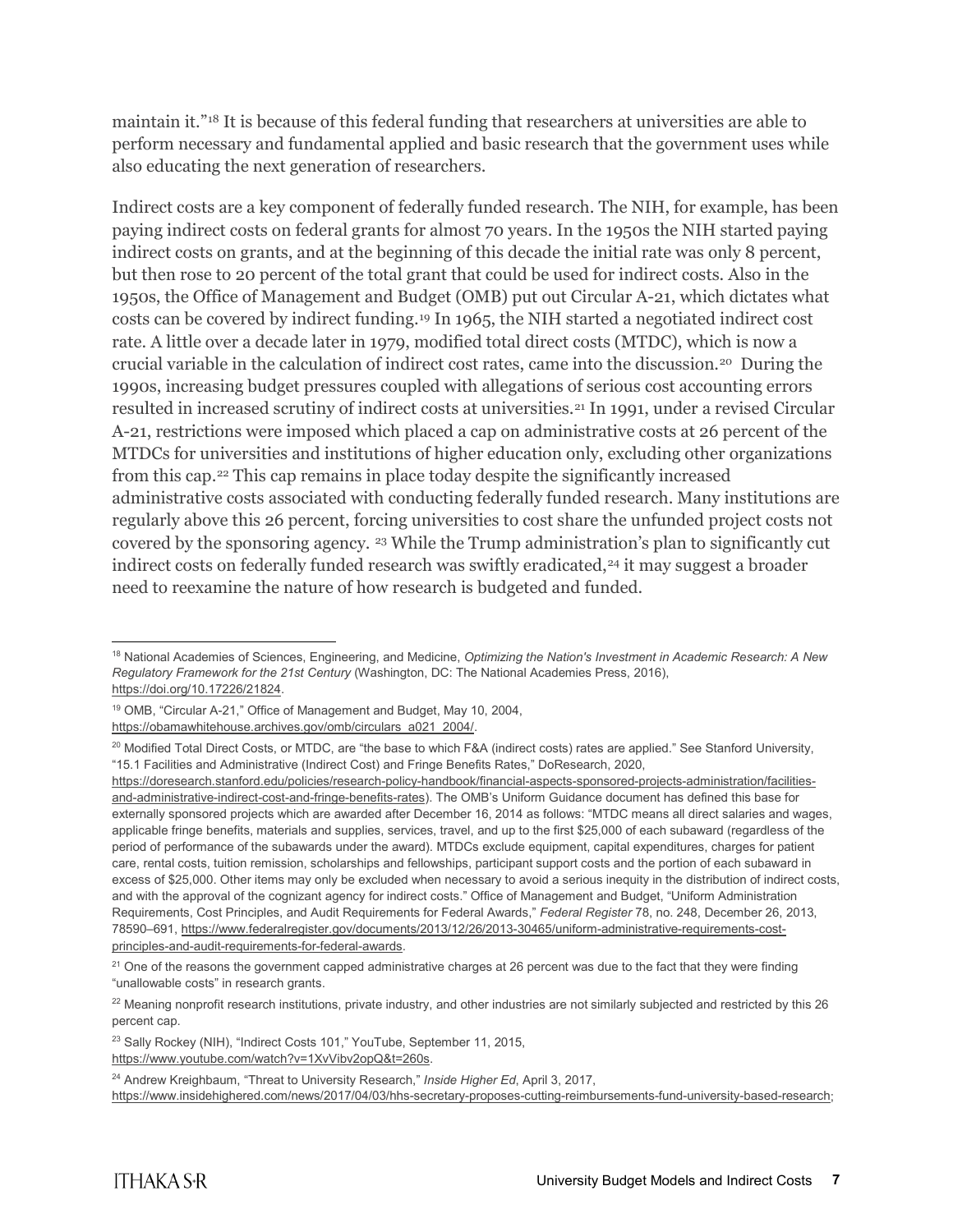maintain it."[18] It is because of this federal funding that researchers at universities are able to perform necessary and fundamental applied and basic research that the government uses while also educating the next generation of researchers.

Indirect costs are a key component of federally funded research. The NIH, for example, has been paying indirect costs on federal grants for almost 70 years. In the 1950s the NIH started paying indirect costs on grants, and at the beginning of this decade the initial rate was only 8 percent, but then rose to 20 percent of the total grant that could be used for indirect costs. Also in the 1950s, the Office of Management and Budget (OMB) put out Circular A-21, which dictates what costs can be covered by indirect funding.[19] In 1965, the NIH started a negotiated indirect cost rate. A little over a decade later in 1979, modified total direct costs (MTDC), which is now a crucial variable in the calculation of indirect cost rates, came into the discussion.[20] During the 1990s, increasing budget pressures coupled with allegations of serious cost accounting errors resulted in increased scrutiny of indirect costs at universities.[21] In 1991, under a revised Circular A-21, restrictions were imposed which placed a cap on administrative costs at 26 percent of the MTDCs for universities and institutions of higher education only, excluding other organizations from this cap.[22] This cap remains in place today despite the significantly increased administrative costs associated with conducting federally funded research. Many institutions are regularly above this 26 percent, forcing universities to cost share the unfunded project costs not covered by the sponsoring agency. [23] While the Trump administration's plan to significantly cut indirect costs on federally funded research was swiftly eradicated,[24] it may suggest a broader need to reexamine the nature of how research is budgeted and funded.

---

[18] National Academies of Sciences, Engineering, and Medicine, *Optimizing the Nation's Investment in Academic Research: A New Regulatory Framework for the 21st Century* (Washington, DC: The National Academies Press, 2016), https://doi.org/10.17226/21824.

[19] OMB, "Circular A-21," Office of Management and Budget, May 10, 2004, https://obamawhitehouse.archives.gov/omb/circulars_a021_2004/.

[20] Modified Total Direct Costs, or MTDC, are "the base to which F&A (indirect costs) rates are applied." See Stanford University, "15.1 Facilities and Administrative (Indirect Cost) and Fringe Benefits Rates," DoResearch, 2020, https://doresearch.stanford.edu/policies/research-policy-handbook/financial-aspects-sponsored-projects-administration/facilities-and-administrative-indirect-cost-and-fringe-benefits-rates). The OMB's Uniform Guidance document has defined this base for externally sponsored projects which are awarded after December 16, 2014 as follows: "MTDC means all direct salaries and wages, applicable fringe benefits, materials and supplies, services, travel, and up to the first $25,000 of each subaward (regardless of the period of performance of the subawards under the award). MTDCs exclude equipment, capital expenditures, charges for patient care, rental costs, tuition remission, scholarships and fellowships, participant support costs and the portion of each subaward in excess of $25,000. Other items may only be excluded when necessary to avoid a serious inequity in the distribution of indirect costs, and with the approval of the cognizant agency for indirect costs." Office of Management and Budget, "Uniform Administration Requirements, Cost Principles, and Audit Requirements for Federal Awards," *Federal Register* 78, no. 248, December 26, 2013, 78590–691, https://www.federalregister.gov/documents/2013/12/26/2013-30465/uniform-administrative-requirements-cost-principles-and-audit-requirements-for-federal-awards.

[21] One of the reasons the government capped administrative charges at 26 percent was due to the fact that they were finding "unallowable costs" in research grants.

[22] Meaning nonprofit research institutions, private industry, and other industries are not similarly subjected and restricted by this 26 percent cap.

[23] Sally Rockey (NIH), "Indirect Costs 101," YouTube, September 11, 2015, https://www.youtube.com/watch?v=1XvVibv2opQ&t=260s.

[24] Andrew Kreighbaum, "Threat to University Research," *Inside Higher Ed*, April 3, 2017, https://www.insidehighered.com/news/2017/04/03/hhs-secretary-proposes-cutting-reimbursements-fund-university-based-research;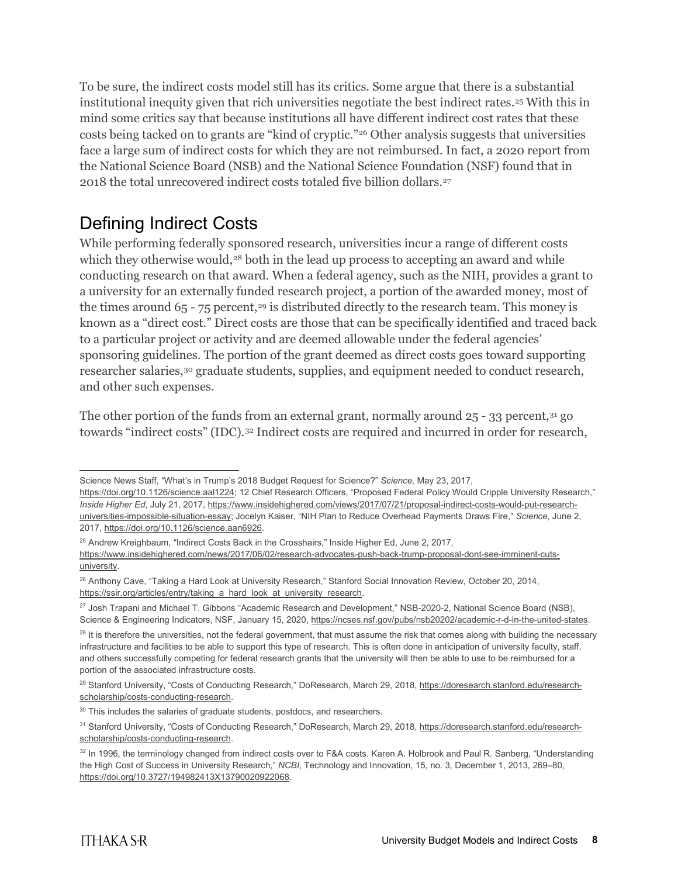To be sure, the indirect costs model still has its critics. Some argue that there is a substantial institutional inequity given that rich universities negotiate the best indirect rates.[25] With this in mind some critics say that because institutions all have different indirect cost rates that these costs being tacked on to grants are "kind of cryptic."[26] Other analysis suggests that universities face a large sum of indirect costs for which they are not reimbursed. In fact, a 2020 report from the National Science Board (NSB) and the National Science Foundation (NSF) found that in 2018 the total unrecovered indirect costs totaled five billion dollars.[27]

## Defining Indirect Costs

While performing federally sponsored research, universities incur a range of different costs which they otherwise would,[28] both in the lead up process to accepting an award and while conducting research on that award. When a federal agency, such as the NIH, provides a grant to a university for an externally funded research project, a portion of the awarded money, most of the times around 65 - 75 percent,[29] is distributed directly to the research team. This money is known as a "direct cost." Direct costs are those that can be specifically identified and traced back to a particular project or activity and are deemed allowable under the federal agencies' sponsoring guidelines. The portion of the grant deemed as direct costs goes toward supporting researcher salaries,[30] graduate students, supplies, and equipment needed to conduct research, and other such expenses.

The other portion of the funds from an external grant, normally around 25 - 33 percent,[31] go towards "indirect costs" (IDC).[32] Indirect costs are required and incurred in order for research,

---

Science News Staff, "What's in Trump's 2018 Budget Request for Science?" *Science*, May 23, 2017, https://doi.org/10.1126/science.aal1224; 12 Chief Research Officers, "Proposed Federal Policy Would Cripple University Research," *Inside Higher Ed*, July 21, 2017, https://www.insidehighered.com/views/2017/07/21/proposal-indirect-costs-would-put-research-universities-impossible-situation-essay; Jocelyn Kaiser, "NIH Plan to Reduce Overhead Payments Draws Fire," *Science*, June 2, 2017, https://doi.org/10.1126/science.aan6926.

[25] Andrew Kreighbaum, "Indirect Costs Back in the Crosshairs," Inside Higher Ed, June 2, 2017, https://www.insidehighered.com/news/2017/06/02/research-advocates-push-back-trump-proposal-dont-see-imminent-cuts-university.

[26] Anthony Cave, "Taking a Hard Look at University Research," Stanford Social Innovation Review, October 20, 2014, https://ssir.org/articles/entry/taking_a_hard_look_at_university_research.

[27] Josh Trapani and Michael T. Gibbons "Academic Research and Development," NSB-2020-2, National Science Board (NSB), Science & Engineering Indicators, NSF, January 15, 2020, https://ncses.nsf.gov/pubs/nsb20202/academic-r-d-in-the-united-states.

[28] It is therefore the universities, not the federal government, that must assume the risk that comes along with building the necessary infrastructure and facilities to be able to support this type of research. This is often done in anticipation of university faculty, staff, and others successfully competing for federal research grants that the university will then be able to use to be reimbursed for a portion of the associated infrastructure costs.

[29] Stanford University, "Costs of Conducting Research," DoResearch, March 29, 2018, https://doresearch.stanford.edu/research-scholarship/costs-conducting-research.

[30] This includes the salaries of graduate students, postdocs, and researchers.

[31] Stanford University, "Costs of Conducting Research," DoResearch, March 29, 2018, https://doresearch.stanford.edu/research-scholarship/costs-conducting-research.

[32] In 1996, the terminology changed from indirect costs over to F&A costs. Karen A. Holbrook and Paul R. Sanberg, "Understanding the High Cost of Success in University Research," *NCBI*, Technology and Innovation, 15, no. 3, December 1, 2013, 269–80, https://doi.org/10.3727/194982413X13790020922068.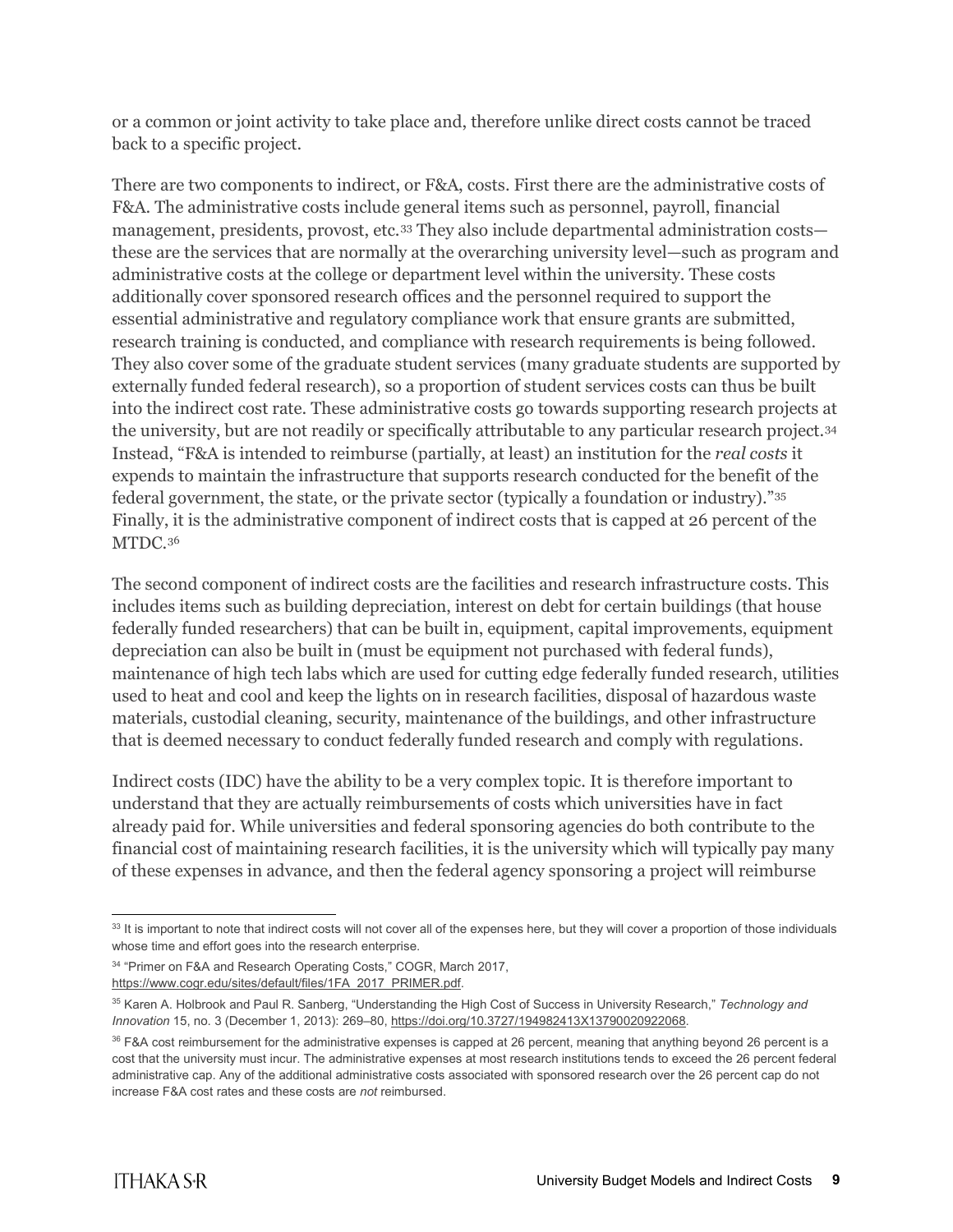or a common or joint activity to take place and, therefore unlike direct costs cannot be traced back to a specific project.

There are two components to indirect, or F&A, costs. First there are the administrative costs of F&A. The administrative costs include general items such as personnel, payroll, financial management, presidents, provost, etc.[33] They also include departmental administration costs—these are the services that are normally at the overarching university level—such as program and administrative costs at the college or department level within the university. These costs additionally cover sponsored research offices and the personnel required to support the essential administrative and regulatory compliance work that ensure grants are submitted, research training is conducted, and compliance with research requirements is being followed. They also cover some of the graduate student services (many graduate students are supported by externally funded federal research), so a proportion of student services costs can thus be built into the indirect cost rate. These administrative costs go towards supporting research projects at the university, but are not readily or specifically attributable to any particular research project.[34] Instead, "F&A is intended to reimburse (partially, at least) an institution for the *real costs* it expends to maintain the infrastructure that supports research conducted for the benefit of the federal government, the state, or the private sector (typically a foundation or industry)."[35] Finally, it is the administrative component of indirect costs that is capped at 26 percent of the MTDC.[36]

The second component of indirect costs are the facilities and research infrastructure costs. This includes items such as building depreciation, interest on debt for certain buildings (that house federally funded researchers) that can be built in, equipment, capital improvements, equipment depreciation can also be built in (must be equipment not purchased with federal funds), maintenance of high tech labs which are used for cutting edge federally funded research, utilities used to heat and cool and keep the lights on in research facilities, disposal of hazardous waste materials, custodial cleaning, security, maintenance of the buildings, and other infrastructure that is deemed necessary to conduct federally funded research and comply with regulations.

Indirect costs (IDC) have the ability to be a very complex topic. It is therefore important to understand that they are actually reimbursements of costs which universities have in fact already paid for. While universities and federal sponsoring agencies do both contribute to the financial cost of maintaining research facilities, it is the university which will typically pay many of these expenses in advance, and then the federal agency sponsoring a project will reimburse

---

[33] It is important to note that indirect costs will not cover all of the expenses here, but they will cover a proportion of those individuals whose time and effort goes into the research enterprise.

[34] "Primer on F&A and Research Operating Costs," COGR, March 2017, https://www.cogr.edu/sites/default/files/1FA_2017_PRIMER.pdf.

[35] Karen A. Holbrook and Paul R. Sanberg, "Understanding the High Cost of Success in University Research," *Technology and Innovation* 15, no. 3 (December 1, 2013): 269–80, https://doi.org/10.3727/194982413X13790020922068.

[36] F&A cost reimbursement for the administrative expenses is capped at 26 percent, meaning that anything beyond 26 percent is a cost that the university must incur. The administrative expenses at most research institutions tends to exceed the 26 percent federal administrative cap. Any of the additional administrative costs associated with sponsored research over the 26 percent cap do not increase F&A cost rates and these costs are *not* reimbursed.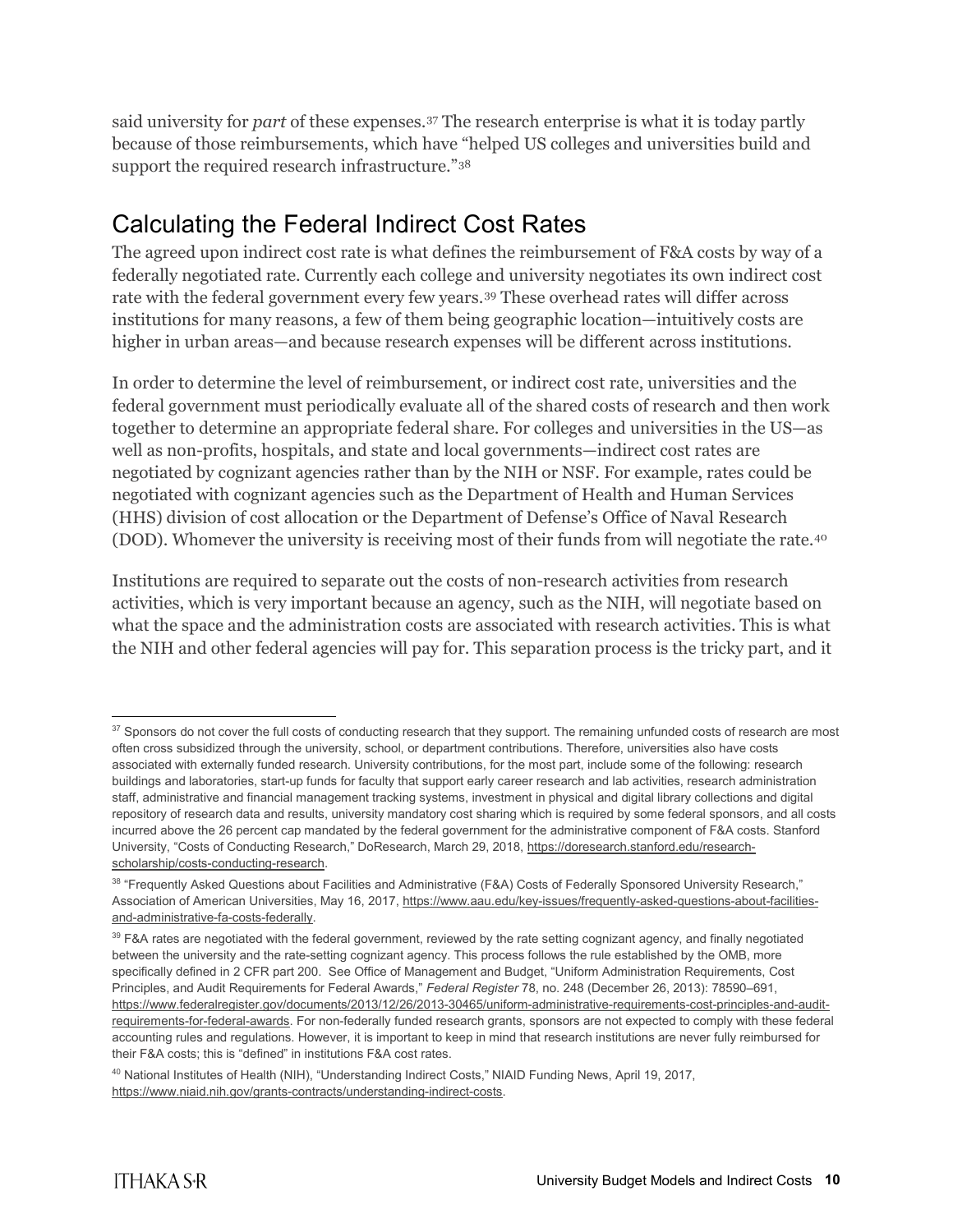said university for *part* of these expenses.[37] The research enterprise is what it is today partly because of those reimbursements, which have "helped US colleges and universities build and support the required research infrastructure."[38]

## Calculating the Federal Indirect Cost Rates

The agreed upon indirect cost rate is what defines the reimbursement of F&A costs by way of a federally negotiated rate. Currently each college and university negotiates its own indirect cost rate with the federal government every few years.[39] These overhead rates will differ across institutions for many reasons, a few of them being geographic location—intuitively costs are higher in urban areas—and because research expenses will be different across institutions.

In order to determine the level of reimbursement, or indirect cost rate, universities and the federal government must periodically evaluate all of the shared costs of research and then work together to determine an appropriate federal share. For colleges and universities in the US—as well as non-profits, hospitals, and state and local governments—indirect cost rates are negotiated by cognizant agencies rather than by the NIH or NSF. For example, rates could be negotiated with cognizant agencies such as the Department of Health and Human Services (HHS) division of cost allocation or the Department of Defense's Office of Naval Research (DOD). Whomever the university is receiving most of their funds from will negotiate the rate.[40]

Institutions are required to separate out the costs of non-research activities from research activities, which is very important because an agency, such as the NIH, will negotiate based on what the space and the administration costs are associated with research activities. This is what the NIH and other federal agencies will pay for. This separation process is the tricky part, and it

---

[37] Sponsors do not cover the full costs of conducting research that they support. The remaining unfunded costs of research are most often cross subsidized through the university, school, or department contributions. Therefore, universities also have costs associated with externally funded research. University contributions, for the most part, include some of the following: research buildings and laboratories, start-up funds for faculty that support early career research and lab activities, research administration staff, administrative and financial management tracking systems, investment in physical and digital library collections and digital repository of research data and results, university mandatory cost sharing which is required by some federal sponsors, and all costs incurred above the 26 percent cap mandated by the federal government for the administrative component of F&A costs. Stanford University, "Costs of Conducting Research," DoResearch, March 29, 2018, https://doresearch.stanford.edu/research-scholarship/costs-conducting-research.

[38] "Frequently Asked Questions about Facilities and Administrative (F&A) Costs of Federally Sponsored University Research," Association of American Universities, May 16, 2017, https://www.aau.edu/key-issues/frequently-asked-questions-about-facilities-and-administrative-fa-costs-federally.

[39] F&A rates are negotiated with the federal government, reviewed by the rate setting cognizant agency, and finally negotiated between the university and the rate-setting cognizant agency. This process follows the rule established by the OMB, more specifically defined in 2 CFR part 200. See Office of Management and Budget, "Uniform Administration Requirements, Cost Principles, and Audit Requirements for Federal Awards," *Federal Register* 78, no. 248 (December 26, 2013): 78590–691, https://www.federalregister.gov/documents/2013/12/26/2013-30465/uniform-administrative-requirements-cost-principles-and-audit-requirements-for-federal-awards. For non-federally funded research grants, sponsors are not expected to comply with these federal accounting rules and regulations. However, it is important to keep in mind that research institutions are never fully reimbursed for their F&A costs; this is "defined" in institutions F&A cost rates.

[40] National Institutes of Health (NIH), "Understanding Indirect Costs," NIAID Funding News, April 19, 2017, https://www.niaid.nih.gov/grants-contracts/understanding-indirect-costs.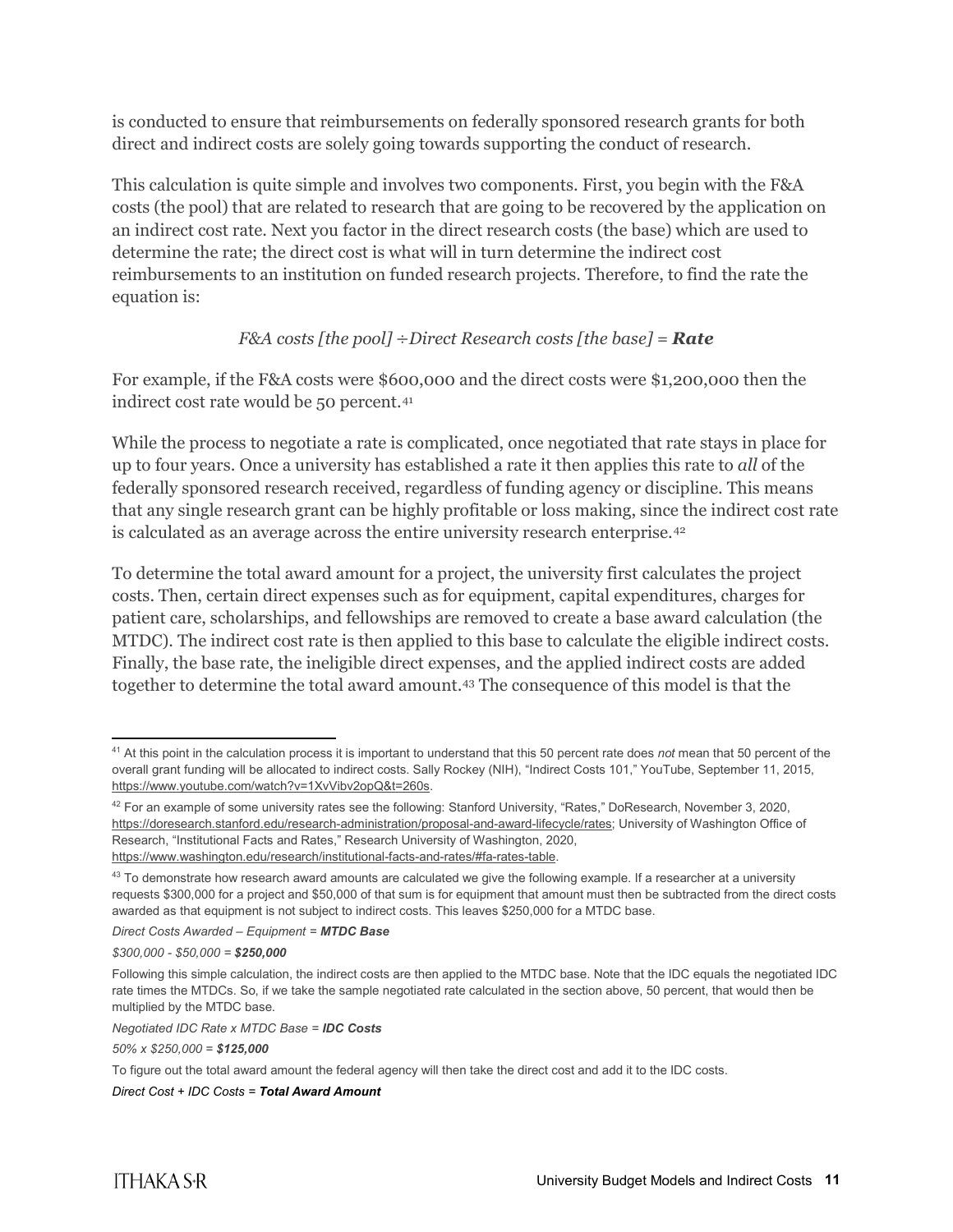is conducted to ensure that reimbursements on federally sponsored research grants for both direct and indirect costs are solely going towards supporting the conduct of research.

This calculation is quite simple and involves two components. First, you begin with the F&A costs (the pool) that are related to research that are going to be recovered by the application on an indirect cost rate. Next you factor in the direct research costs (the base) which are used to determine the rate; the direct cost is what will in turn determine the indirect cost reimbursements to an institution on funded research projects. Therefore, to find the rate the equation is:

*F&A costs [the pool] ÷Direct Research costs [the base] =* ***Rate***

For example, if the F&A costs were $600,000 and the direct costs were $1,200,000 then the indirect cost rate would be 50 percent.[41]

While the process to negotiate a rate is complicated, once negotiated that rate stays in place for up to four years. Once a university has established a rate it then applies this rate to *all* of the federally sponsored research received, regardless of funding agency or discipline. This means that any single research grant can be highly profitable or loss making, since the indirect cost rate is calculated as an average across the entire university research enterprise.[42]

To determine the total award amount for a project, the university first calculates the project costs. Then, certain direct expenses such as for equipment, capital expenditures, charges for patient care, scholarships, and fellowships are removed to create a base award calculation (the MTDC). The indirect cost rate is then applied to this base to calculate the eligible indirect costs. Finally, the base rate, the ineligible direct expenses, and the applied indirect costs are added together to determine the total award amount.[43] The consequence of this model is that the

---

[41] At this point in the calculation process it is important to understand that this 50 percent rate does *not* mean that 50 percent of the overall grant funding will be allocated to indirect costs. Sally Rockey (NIH), "Indirect Costs 101," YouTube, September 11, 2015, https://www.youtube.com/watch?v=1XvVibv2opQ&t=260s.

[42] For an example of some university rates see the following: Stanford University, "Rates," DoResearch, November 3, 2020, https://doresearch.stanford.edu/research-administration/proposal-and-award-lifecycle/rates; University of Washington Office of Research, "Institutional Facts and Rates," Research University of Washington, 2020, https://www.washington.edu/research/institutional-facts-and-rates/#fa-rates-table.

[43] To demonstrate how research award amounts are calculated we give the following example. If a researcher at a university requests $300,000 for a project and $50,000 of that sum is for equipment that amount must then be subtracted from the direct costs awarded as that equipment is not subject to indirect costs. This leaves $250,000 for a MTDC base.

*Direct Costs Awarded – Equipment =* ***MTDC Base***

*$300,000 - $50,000 =* ***$250,000***

Following this simple calculation, the indirect costs are then applied to the MTDC base. Note that the IDC equals the negotiated IDC rate times the MTDCs. So, if we take the sample negotiated rate calculated in the section above, 50 percent, that would then be multiplied by the MTDC base.

*Negotiated IDC Rate x MTDC Base =* ***IDC Costs***

*50% x $250,000 =* ***$125,000***

To figure out the total award amount the federal agency will then take the direct cost and add it to the IDC costs.

***Direct Cost + IDC Costs = Total Award Amount***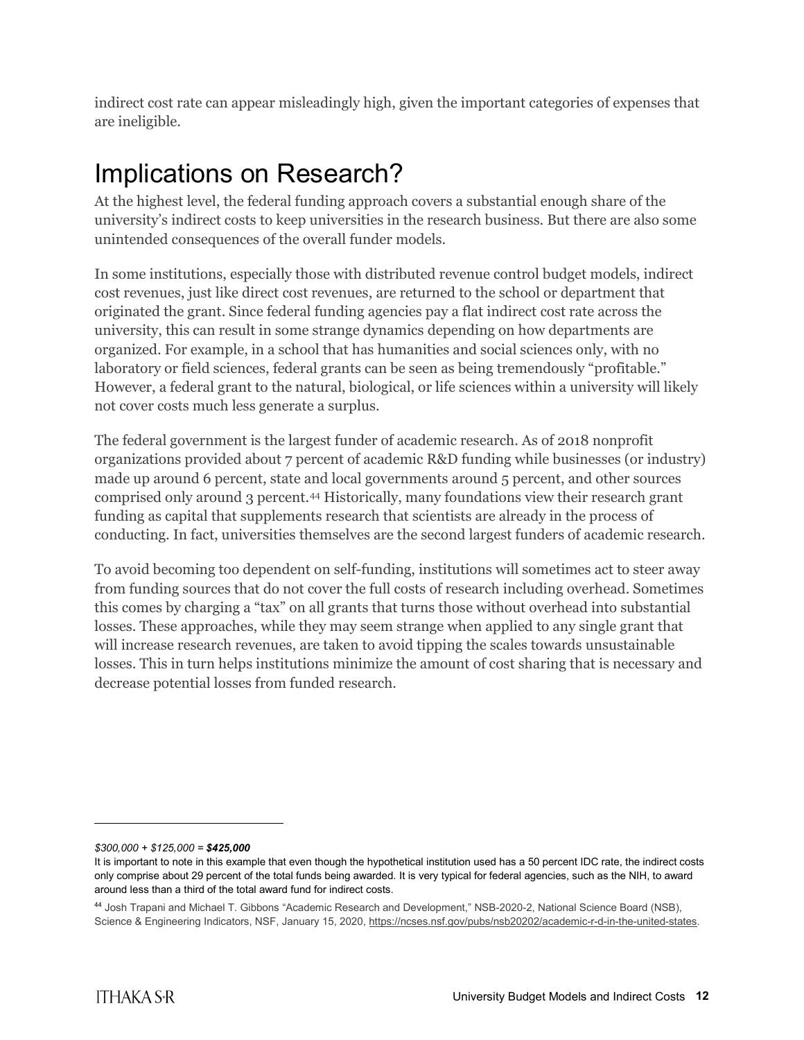indirect cost rate can appear misleadingly high, given the important categories of expenses that are ineligible.

## Implications on Research?

At the highest level, the federal funding approach covers a substantial enough share of the university's indirect costs to keep universities in the research business. But there are also some unintended consequences of the overall funder models.

In some institutions, especially those with distributed revenue control budget models, indirect cost revenues, just like direct cost revenues, are returned to the school or department that originated the grant. Since federal funding agencies pay a flat indirect cost rate across the university, this can result in some strange dynamics depending on how departments are organized. For example, in a school that has humanities and social sciences only, with no laboratory or field sciences, federal grants can be seen as being tremendously "profitable." However, a federal grant to the natural, biological, or life sciences within a university will likely not cover costs much less generate a surplus.

The federal government is the largest funder of academic research. As of 2018 nonprofit organizations provided about 7 percent of academic R&D funding while businesses (or industry) made up around 6 percent, state and local governments around 5 percent, and other sources comprised only around 3 percent.[44] Historically, many foundations view their research grant funding as capital that supplements research that scientists are already in the process of conducting. In fact, universities themselves are the second largest funders of academic research.

To avoid becoming too dependent on self-funding, institutions will sometimes act to steer away from funding sources that do not cover the full costs of research including overhead. Sometimes this comes by charging a "tax" on all grants that turns those without overhead into substantial losses. These approaches, while they may seem strange when applied to any single grant that will increase research revenues, are taken to avoid tipping the scales towards unsustainable losses. This in turn helps institutions minimize the amount of cost sharing that is necessary and decrease potential losses from funded research.

---

*$300,000 + $125,000 =* ***$425,000***

It is important to note in this example that even though the hypothetical institution used has a 50 percent IDC rate, the indirect costs only comprise about 29 percent of the total funds being awarded. It is very typical for federal agencies, such as the NIH, to award around less than a third of the total award fund for indirect costs.

[44] Josh Trapani and Michael T. Gibbons "Academic Research and Development," NSB-2020-2, National Science Board (NSB), Science & Engineering Indicators, NSF, January 15, 2020, https://ncses.nsf.gov/pubs/nsb20202/academic-r-d-in-the-united-states.